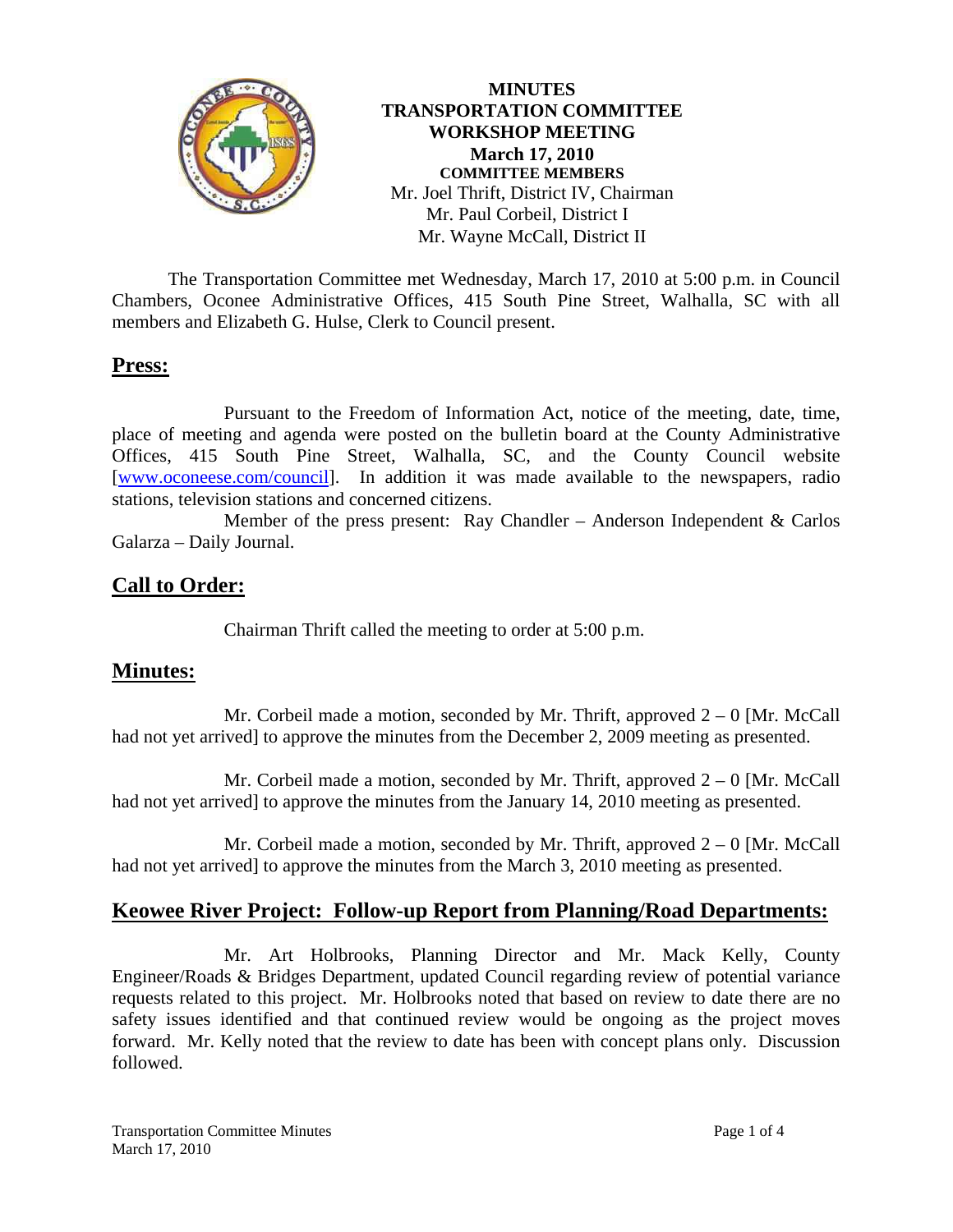**MINUTES**
**TRANSPORTATION COMMITTEE**
**WORKSHOP MEETING**
**March 17, 2010**
**COMMITTEE MEMBERS**
Mr. Joel Thrift, District IV, Chairman
Mr. Paul Corbeil, District I
Mr. Wayne McCall, District II

The Transportation Committee met Wednesday, March 17, 2010 at 5:00 p.m. in Council Chambers, Oconee Administrative Offices, 415 South Pine Street, Walhalla, SC with all members and Elizabeth G. Hulse, Clerk to Council present.

## Press:

Pursuant to the Freedom of Information Act, notice of the meeting, date, time, place of meeting and agenda were posted on the bulletin board at the County Administrative Offices, 415 South Pine Street, Walhalla, SC, and the County Council website [www.oconeese.com/council]. In addition it was made available to the newspapers, radio stations, television stations and concerned citizens.

Member of the press present: Ray Chandler – Anderson Independent & Carlos Galarza – Daily Journal.

## Call to Order:

Chairman Thrift called the meeting to order at 5:00 p.m.

## Minutes:

Mr. Corbeil made a motion, seconded by Mr. Thrift, approved 2 – 0 [Mr. McCall had not yet arrived] to approve the minutes from the December 2, 2009 meeting as presented.

Mr. Corbeil made a motion, seconded by Mr. Thrift, approved 2 – 0 [Mr. McCall had not yet arrived] to approve the minutes from the January 14, 2010 meeting as presented.

Mr. Corbeil made a motion, seconded by Mr. Thrift, approved 2 – 0 [Mr. McCall had not yet arrived] to approve the minutes from the March 3, 2010 meeting as presented.

## Keowee River Project: Follow-up Report from Planning/Road Departments:

Mr. Art Holbrooks, Planning Director and Mr. Mack Kelly, County Engineer/Roads & Bridges Department, updated Council regarding review of potential variance requests related to this project. Mr. Holbrooks noted that based on review to date there are no safety issues identified and that continued review would be ongoing as the project moves forward. Mr. Kelly noted that the review to date has been with concept plans only. Discussion followed.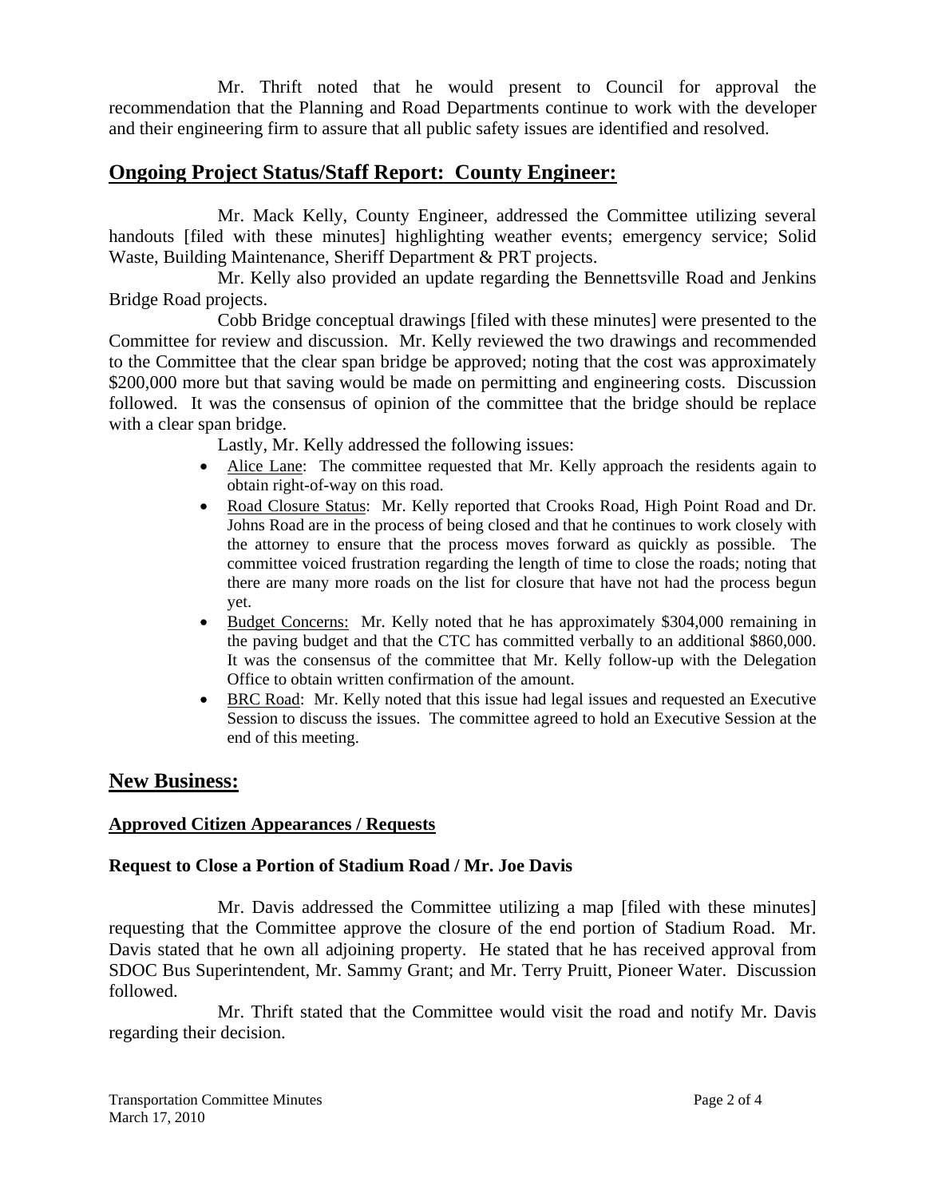Mr. Thrift noted that he would present to Council for approval the recommendation that the Planning and Road Departments continue to work with the developer and their engineering firm to assure that all public safety issues are identified and resolved.

## Ongoing Project Status/Staff Report: County Engineer:

Mr. Mack Kelly, County Engineer, addressed the Committee utilizing several handouts [filed with these minutes] highlighting weather events; emergency service; Solid Waste, Building Maintenance, Sheriff Department & PRT projects.

Mr. Kelly also provided an update regarding the Bennettsville Road and Jenkins Bridge Road projects.

Cobb Bridge conceptual drawings [filed with these minutes] were presented to the Committee for review and discussion. Mr. Kelly reviewed the two drawings and recommended to the Committee that the clear span bridge be approved; noting that the cost was approximately $200,000 more but that saving would be made on permitting and engineering costs. Discussion followed. It was the consensus of opinion of the committee that the bridge should be replace with a clear span bridge.

Lastly, Mr. Kelly addressed the following issues:

- Alice Lane: The committee requested that Mr. Kelly approach the residents again to obtain right-of-way on this road.
- Road Closure Status: Mr. Kelly reported that Crooks Road, High Point Road and Dr. Johns Road are in the process of being closed and that he continues to work closely with the attorney to ensure that the process moves forward as quickly as possible. The committee voiced frustration regarding the length of time to close the roads; noting that there are many more roads on the list for closure that have not had the process begun yet.
- Budget Concerns: Mr. Kelly noted that he has approximately $304,000 remaining in the paving budget and that the CTC has committed verbally to an additional $860,000. It was the consensus of the committee that Mr. Kelly follow-up with the Delegation Office to obtain written confirmation of the amount.
- BRC Road: Mr. Kelly noted that this issue had legal issues and requested an Executive Session to discuss the issues. The committee agreed to hold an Executive Session at the end of this meeting.

## New Business:

### Approved Citizen Appearances / Requests

### Request to Close a Portion of Stadium Road / Mr. Joe Davis

Mr. Davis addressed the Committee utilizing a map [filed with these minutes] requesting that the Committee approve the closure of the end portion of Stadium Road. Mr. Davis stated that he own all adjoining property. He stated that he has received approval from SDOC Bus Superintendent, Mr. Sammy Grant; and Mr. Terry Pruitt, Pioneer Water. Discussion followed.

Mr. Thrift stated that the Committee would visit the road and notify Mr. Davis regarding their decision.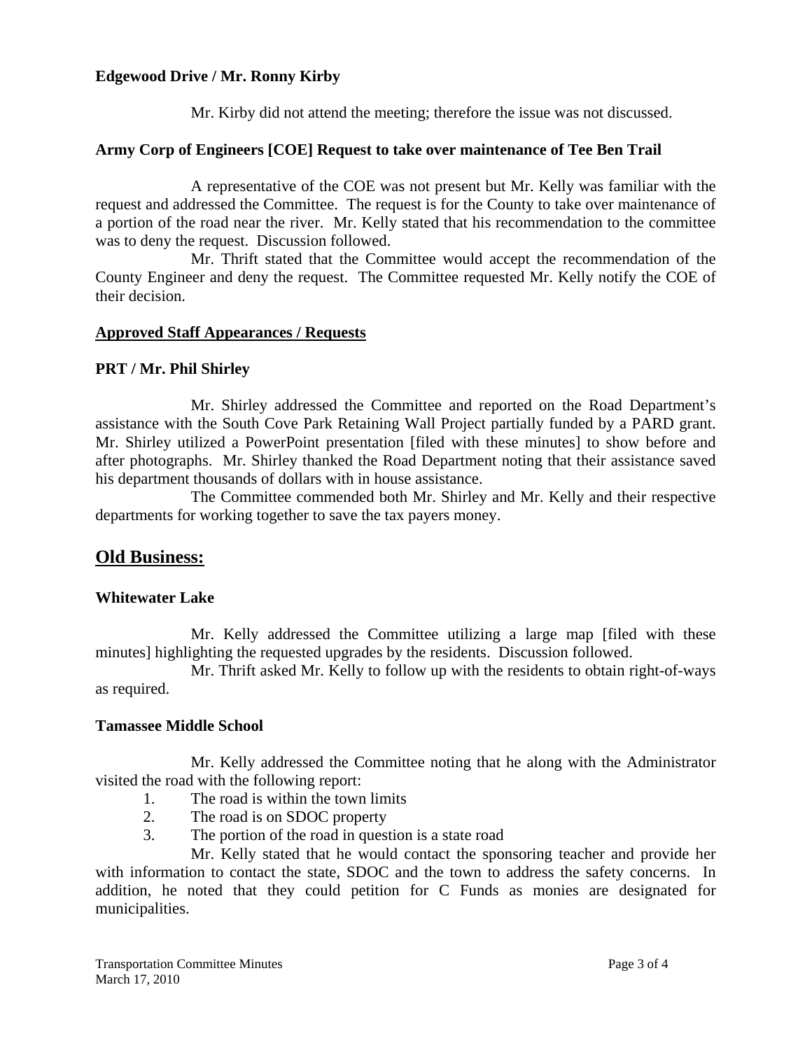**Edgewood Drive / Mr. Ronny Kirby**

Mr. Kirby did not attend the meeting; therefore the issue was not discussed.

**Army Corp of Engineers [COE] Request to take over maintenance of Tee Ben Trail**

A representative of the COE was not present but Mr. Kelly was familiar with the request and addressed the Committee. The request is for the County to take over maintenance of a portion of the road near the river. Mr. Kelly stated that his recommendation to the committee was to deny the request. Discussion followed.

Mr. Thrift stated that the Committee would accept the recommendation of the County Engineer and deny the request. The Committee requested Mr. Kelly notify the COE of their decision.

**Approved Staff Appearances / Requests**

**PRT / Mr. Phil Shirley**

Mr. Shirley addressed the Committee and reported on the Road Department's assistance with the South Cove Park Retaining Wall Project partially funded by a PARD grant. Mr. Shirley utilized a PowerPoint presentation [filed with these minutes] to show before and after photographs. Mr. Shirley thanked the Road Department noting that their assistance saved his department thousands of dollars with in house assistance.

The Committee commended both Mr. Shirley and Mr. Kelly and their respective departments for working together to save the tax payers money.

## Old Business:

**Whitewater Lake**

Mr. Kelly addressed the Committee utilizing a large map [filed with these minutes] highlighting the requested upgrades by the residents. Discussion followed.

Mr. Thrift asked Mr. Kelly to follow up with the residents to obtain right-of-ways as required.

**Tamassee Middle School**

Mr. Kelly addressed the Committee noting that he along with the Administrator visited the road with the following report:

1. The road is within the town limits
2. The road is on SDOC property
3. The portion of the road in question is a state road

Mr. Kelly stated that he would contact the sponsoring teacher and provide her with information to contact the state, SDOC and the town to address the safety concerns. In addition, he noted that they could petition for C Funds as monies are designated for municipalities.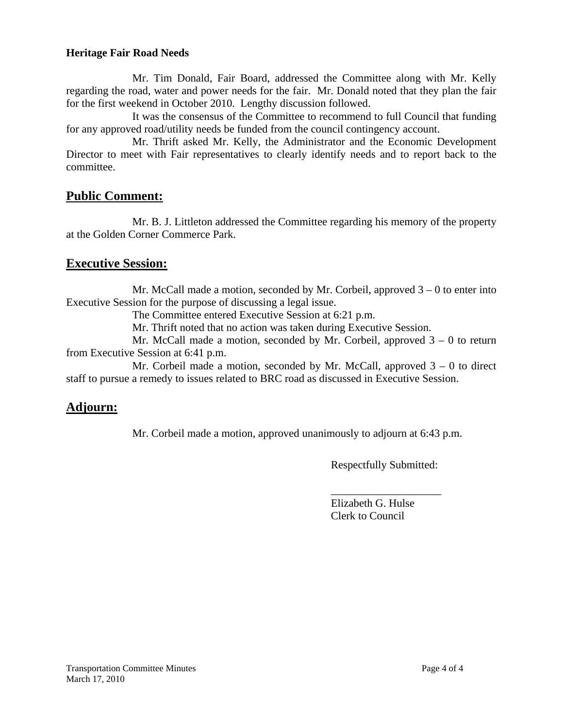**Heritage Fair Road Needs**

Mr. Tim Donald, Fair Board, addressed the Committee along with Mr. Kelly regarding the road, water and power needs for the fair. Mr. Donald noted that they plan the fair for the first weekend in October 2010. Lengthy discussion followed.

It was the consensus of the Committee to recommend to full Council that funding for any approved road/utility needs be funded from the council contingency account.

Mr. Thrift asked Mr. Kelly, the Administrator and the Economic Development Director to meet with Fair representatives to clearly identify needs and to report back to the committee.

## Public Comment:

Mr. B. J. Littleton addressed the Committee regarding his memory of the property at the Golden Corner Commerce Park.

## Executive Session:

Mr. McCall made a motion, seconded by Mr. Corbeil, approved 3 – 0 to enter into Executive Session for the purpose of discussing a legal issue.

The Committee entered Executive Session at 6:21 p.m.

Mr. Thrift noted that no action was taken during Executive Session.

Mr. McCall made a motion, seconded by Mr. Corbeil, approved 3 – 0 to return from Executive Session at 6:41 p.m.

Mr. Corbeil made a motion, seconded by Mr. McCall, approved 3 – 0 to direct staff to pursue a remedy to issues related to BRC road as discussed in Executive Session.

## Adjourn:

Mr. Corbeil made a motion, approved unanimously to adjourn at 6:43 p.m.

Respectfully Submitted:

____________________
Elizabeth G. Hulse
Clerk to Council